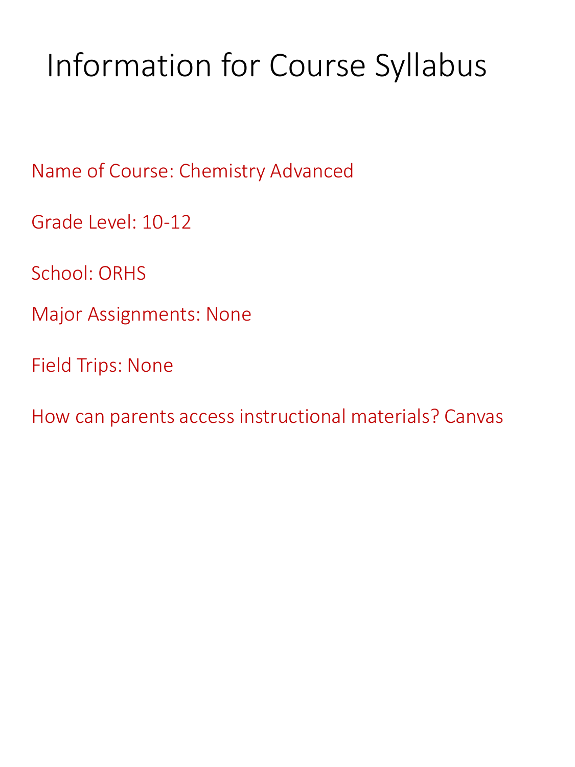# Information for Course Syllabus

Name of Course: Chemistry Advanced

Grade Level: 10-12

School: ORHS

Major Assignments: None

Field Trips: None

How can parents access instructional materials? Canvas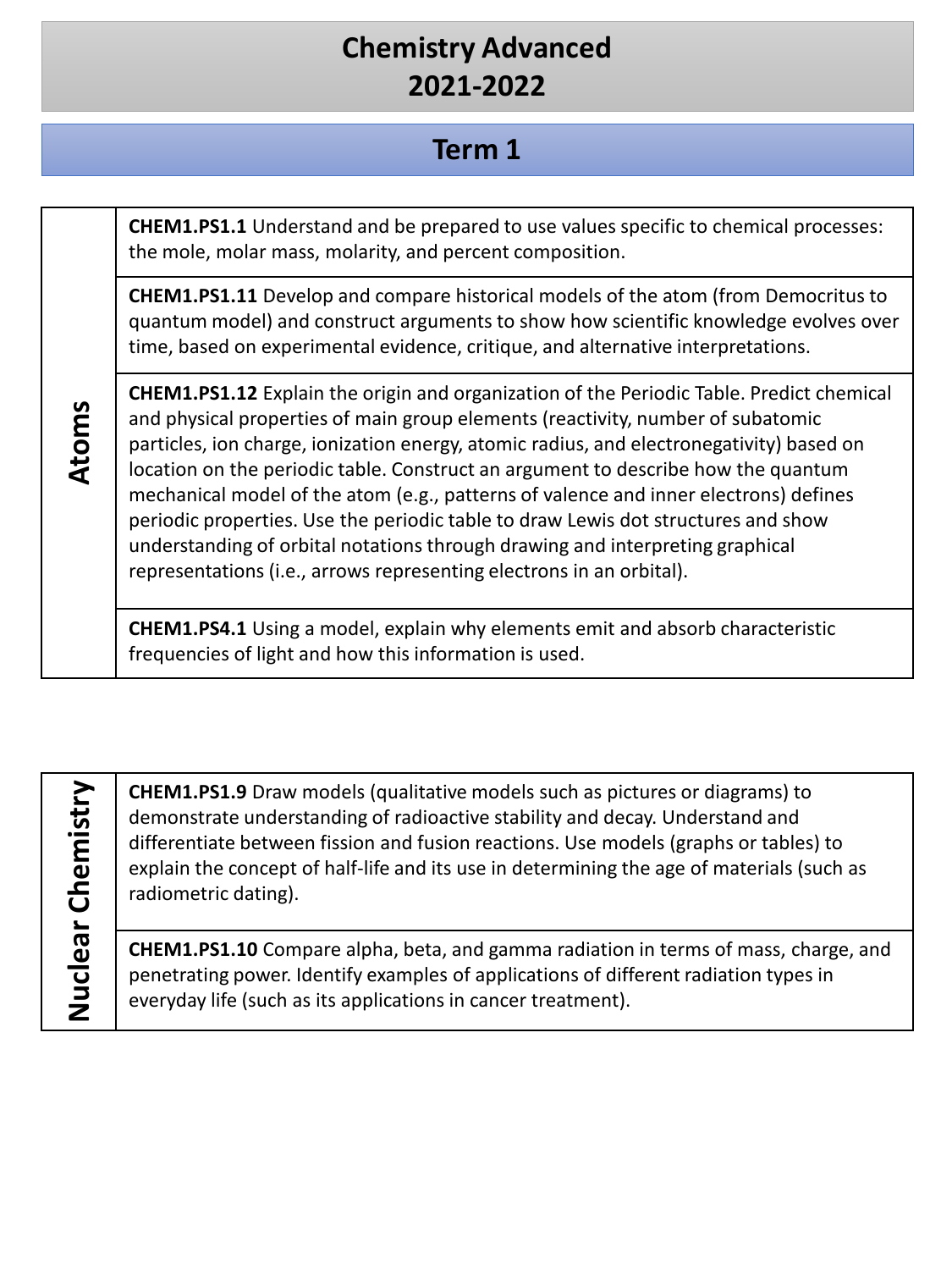# Chemistry Advanced
# 2021-2022

## Term 1

| | |
|---|---|
| **Atoms** | **CHEM1.PS1.1** Understand and be prepared to use values specific to chemical processes: the mole, molar mass, molarity, and percent composition. |
| | **CHEM1.PS1.11** Develop and compare historical models of the atom (from Democritus to quantum model) and construct arguments to show how scientific knowledge evolves over time, based on experimental evidence, critique, and alternative interpretations. |
| | **CHEM1.PS1.12** Explain the origin and organization of the Periodic Table. Predict chemical and physical properties of main group elements (reactivity, number of subatomic particles, ion charge, ionization energy, atomic radius, and electronegativity) based on location on the periodic table. Construct an argument to describe how the quantum mechanical model of the atom (e.g., patterns of valence and inner electrons) defines periodic properties. Use the periodic table to draw Lewis dot structures and show understanding of orbital notations through drawing and interpreting graphical representations (i.e., arrows representing electrons in an orbital). |
| | **CHEM1.PS4.1** Using a model, explain why elements emit and absorb characteristic frequencies of light and how this information is used. |

| | |
|---|---|
| **Nuclear Chemistry** | **CHEM1.PS1.9** Draw models (qualitative models such as pictures or diagrams) to demonstrate understanding of radioactive stability and decay. Understand and differentiate between fission and fusion reactions. Use models (graphs or tables) to explain the concept of half-life and its use in determining the age of materials (such as radiometric dating). |
| | **CHEM1.PS1.10** Compare alpha, beta, and gamma radiation in terms of mass, charge, and penetrating power. Identify examples of applications of different radiation types in everyday life (such as its applications in cancer treatment). |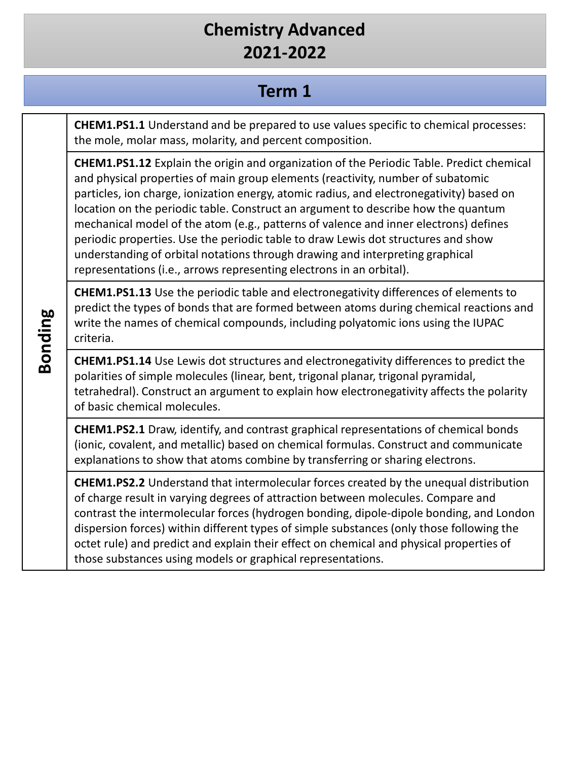# Chemistry Advanced
# 2021-2022

## Term 1

| | |
|---|---|
| **Bonding** | **CHEM1.PS1.1** Understand and be prepared to use values specific to chemical processes: the mole, molar mass, molarity, and percent composition. |
| | **CHEM1.PS1.12** Explain the origin and organization of the Periodic Table. Predict chemical and physical properties of main group elements (reactivity, number of subatomic particles, ion charge, ionization energy, atomic radius, and electronegativity) based on location on the periodic table. Construct an argument to describe how the quantum mechanical model of the atom (e.g., patterns of valence and inner electrons) defines periodic properties. Use the periodic table to draw Lewis dot structures and show understanding of orbital notations through drawing and interpreting graphical representations (i.e., arrows representing electrons in an orbital). |
| | **CHEM1.PS1.13** Use the periodic table and electronegativity differences of elements to predict the types of bonds that are formed between atoms during chemical reactions and write the names of chemical compounds, including polyatomic ions using the IUPAC criteria. |
| | **CHEM1.PS1.14** Use Lewis dot structures and electronegativity differences to predict the polarities of simple molecules (linear, bent, trigonal planar, trigonal pyramidal, tetrahedral). Construct an argument to explain how electronegativity affects the polarity of basic chemical molecules. |
| | **CHEM1.PS2.1** Draw, identify, and contrast graphical representations of chemical bonds (ionic, covalent, and metallic) based on chemical formulas. Construct and communicate explanations to show that atoms combine by transferring or sharing electrons. |
| | **CHEM1.PS2.2** Understand that intermolecular forces created by the unequal distribution of charge result in varying degrees of attraction between molecules. Compare and contrast the intermolecular forces (hydrogen bonding, dipole-dipole bonding, and London dispersion forces) within different types of simple substances (only those following the octet rule) and predict and explain their effect on chemical and physical properties of those substances using models or graphical representations. |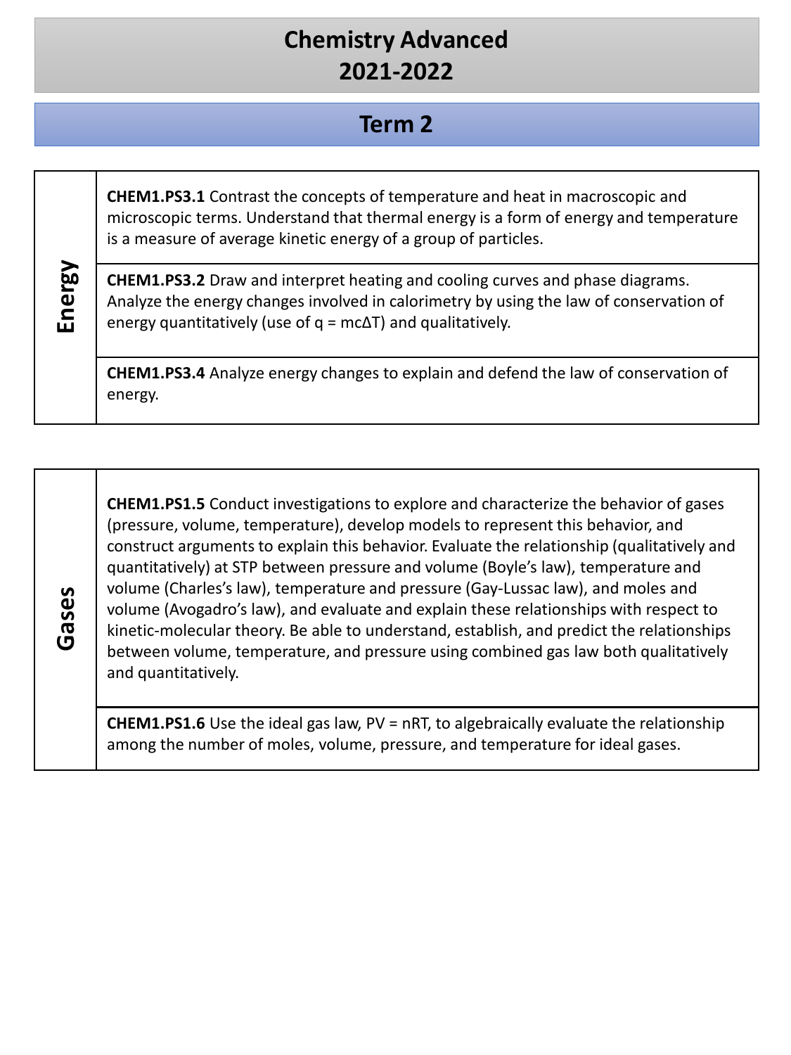# Chemistry Advanced
# 2021-2022

## Term 2

| | |
|---|---|
| **Energy** | **CHEM1.PS3.1** Contrast the concepts of temperature and heat in macroscopic and microscopic terms. Understand that thermal energy is a form of energy and temperature is a measure of average kinetic energy of a group of particles. |
| | **CHEM1.PS3.2** Draw and interpret heating and cooling curves and phase diagrams. Analyze the energy changes involved in calorimetry by using the law of conservation of energy quantitatively (use of $q = mc\Delta T$) and qualitatively. |
| | **CHEM1.PS3.4** Analyze energy changes to explain and defend the law of conservation of energy. |

| | |
|---|---|
| **Gases** | **CHEM1.PS1.5** Conduct investigations to explore and characterize the behavior of gases (pressure, volume, temperature), develop models to represent this behavior, and construct arguments to explain this behavior. Evaluate the relationship (qualitatively and quantitatively) at STP between pressure and volume (Boyle's law), temperature and volume (Charles's law), temperature and pressure (Gay-Lussac law), and moles and volume (Avogadro's law), and evaluate and explain these relationships with respect to kinetic-molecular theory. Be able to understand, establish, and predict the relationships between volume, temperature, and pressure using combined gas law both qualitatively and quantitatively. |
| | **CHEM1.PS1.6** Use the ideal gas law, $PV = nRT$, to algebraically evaluate the relationship among the number of moles, volume, pressure, and temperature for ideal gases. |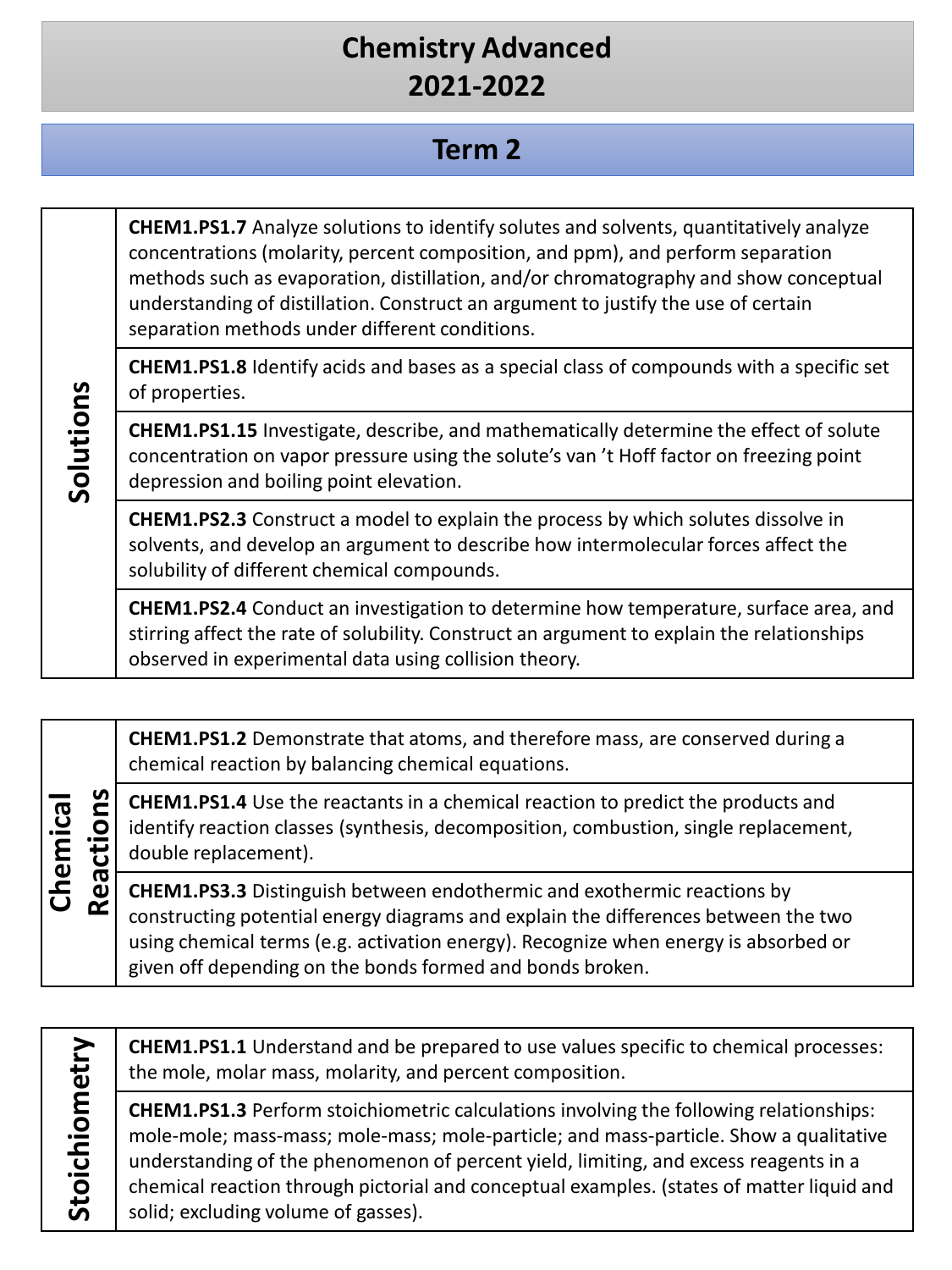# Chemistry Advanced
# 2021-2022

## Term 2

| | |
|---|---|
| **Solutions** | **CHEM1.PS1.7** Analyze solutions to identify solutes and solvents, quantitatively analyze concentrations (molarity, percent composition, and ppm), and perform separation methods such as evaporation, distillation, and/or chromatography and show conceptual understanding of distillation. Construct an argument to justify the use of certain separation methods under different conditions. |
| | **CHEM1.PS1.8** Identify acids and bases as a special class of compounds with a specific set of properties. |
| | **CHEM1.PS1.15** Investigate, describe, and mathematically determine the effect of solute concentration on vapor pressure using the solute's van 't Hoff factor on freezing point depression and boiling point elevation. |
| | **CHEM1.PS2.3** Construct a model to explain the process by which solutes dissolve in solvents, and develop an argument to describe how intermolecular forces affect the solubility of different chemical compounds. |
| | **CHEM1.PS2.4** Conduct an investigation to determine how temperature, surface area, and stirring affect the rate of solubility. Construct an argument to explain the relationships observed in experimental data using collision theory. |

| | |
|---|---|
| **Chemical Reactions** | **CHEM1.PS1.2** Demonstrate that atoms, and therefore mass, are conserved during a chemical reaction by balancing chemical equations. |
| | **CHEM1.PS1.4** Use the reactants in a chemical reaction to predict the products and identify reaction classes (synthesis, decomposition, combustion, single replacement, double replacement). |
| | **CHEM1.PS3.3** Distinguish between endothermic and exothermic reactions by constructing potential energy diagrams and explain the differences between the two using chemical terms (e.g. activation energy). Recognize when energy is absorbed or given off depending on the bonds formed and bonds broken. |

| | |
|---|---|
| **Stoichiometry** | **CHEM1.PS1.1** Understand and be prepared to use values specific to chemical processes: the mole, molar mass, molarity, and percent composition. |
| | **CHEM1.PS1.3** Perform stoichiometric calculations involving the following relationships: mole-mole; mass-mass; mole-mass; mole-particle; and mass-particle. Show a qualitative understanding of the phenomenon of percent yield, limiting, and excess reagents in a chemical reaction through pictorial and conceptual examples. (states of matter liquid and solid; excluding volume of gasses). |